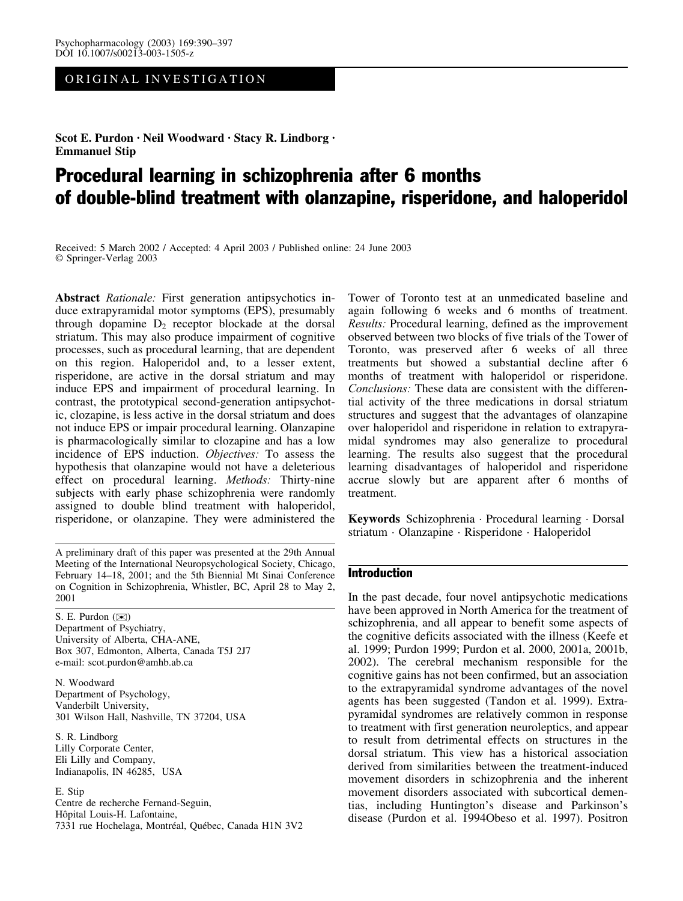ORIGINAL INVESTIGATION

**Scot E. Purdon · Neil Woodward · Stacy R. Lindborg · Emmanuel Stip**

# Procedural learning in schizophrenia after 6 months of double-blind treatment with olanzapine, risperidone, and haloperidol

Received: 5 March 2002 / Accepted: 4 April 2003 / Published online: 24 June 2003
© Springer-Verlag 2003

**Abstract** *Rationale:* First generation antipsychotics induce extrapyramidal motor symptoms (EPS), presumably through dopamine $D_2$ receptor blockade at the dorsal striatum. This may also produce impairment of cognitive processes, such as procedural learning, that are dependent on this region. Haloperidol and, to a lesser extent, risperidone, are active in the dorsal striatum and may induce EPS and impairment of procedural learning. In contrast, the prototypical second-generation antipsychotic, clozapine, is less active in the dorsal striatum and does not induce EPS or impair procedural learning. Olanzapine is pharmacologically similar to clozapine and has a low incidence of EPS induction. *Objectives:* To assess the hypothesis that olanzapine would not have a deleterious effect on procedural learning. *Methods:* Thirty-nine subjects with early phase schizophrenia were randomly assigned to double blind treatment with haloperidol, risperidone, or olanzapine. They were administered the Tower of Toronto test at an unmedicated baseline and again following 6 weeks and 6 months of treatment. *Results:* Procedural learning, defined as the improvement observed between two blocks of five trials of the Tower of Toronto, was preserved after 6 weeks of all three treatments but showed a substantial decline after 6 months of treatment with haloperidol or risperidone. *Conclusions:* These data are consistent with the differential activity of the three medications in dorsal striatum structures and suggest that the advantages of olanzapine over haloperidol and risperidone in relation to extrapyramidal syndromes may also generalize to procedural learning. The results also suggest that the procedural learning disadvantages of haloperidol and risperidone accrue slowly but are apparent after 6 months of treatment.

**Keywords** Schizophrenia · Procedural learning · Dorsal striatum · Olanzapine · Risperidone · Haloperidol

A preliminary draft of this paper was presented at the 29th Annual Meeting of the International Neuropsychological Society, Chicago, February 14–18, 2001; and the 5th Biennial Mt Sinai Conference on Cognition in Schizophrenia, Whistler, BC, April 28 to May 2, 2001

S. E. Purdon (✉)
Department of Psychiatry,
University of Alberta, CHA-ANE,
Box 307, Edmonton, Alberta, Canada T5J 2J7
e-mail: scot.purdon@amhb.ab.ca

N. Woodward
Department of Psychology,
Vanderbilt University,
301 Wilson Hall, Nashville, TN 37204, USA

S. R. Lindborg
Lilly Corporate Center,
Eli Lilly and Company,
Indianapolis, IN 46285, USA

E. Stip
Centre de recherche Fernand-Seguin,
Hôpital Louis-H. Lafontaine,
7331 rue Hochelaga, Montréal, Québec, Canada H1N 3V2

## Introduction

In the past decade, four novel antipsychotic medications have been approved in North America for the treatment of schizophrenia, and all appear to benefit some aspects of the cognitive deficits associated with the illness (Keefe et al. 1999; Purdon 1999; Purdon et al. 2000, 2001a, 2001b, 2002). The cerebral mechanism responsible for the cognitive gains has not been confirmed, but an association to the extrapyramidal syndrome advantages of the novel agents has been suggested (Tandon et al. 1999). Extrapyramidal syndromes are relatively common in response to treatment with first generation neuroleptics, and appear to result from detrimental effects on structures in the dorsal striatum. This view has a historical association derived from similarities between the treatment-induced movement disorders in schizophrenia and the inherent movement disorders associated with subcortical dementias, including Huntington's disease and Parkinson's disease (Purdon et al. 1994Obeso et al. 1997). Positron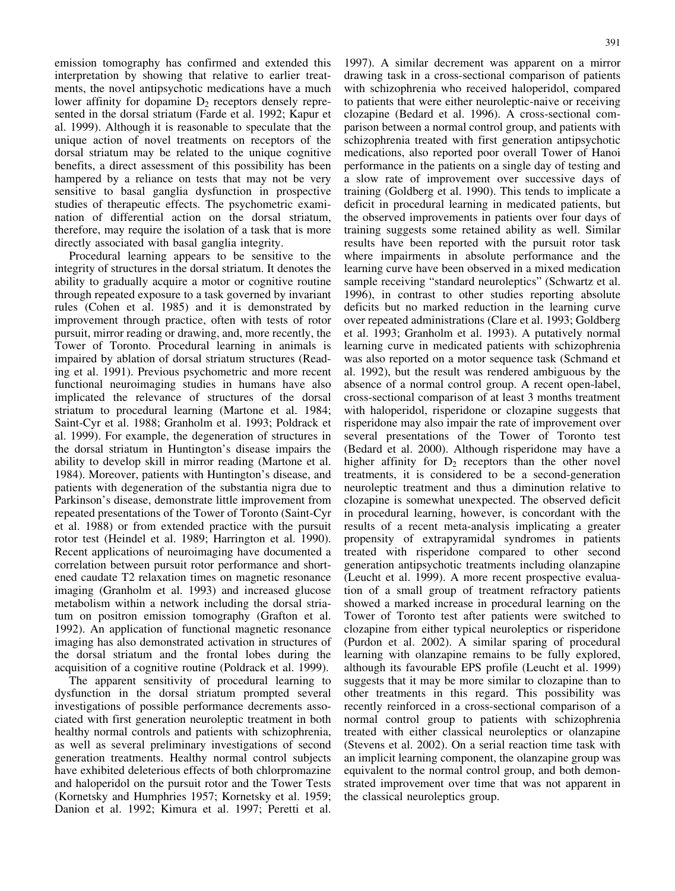emission tomography has confirmed and extended this interpretation by showing that relative to earlier treatments, the novel antipsychotic medications have a much lower affinity for dopamine $D_2$ receptors densely represented in the dorsal striatum (Farde et al. 1992; Kapur et al. 1999). Although it is reasonable to speculate that the unique action of novel treatments on receptors of the dorsal striatum may be related to the unique cognitive benefits, a direct assessment of this possibility has been hampered by a reliance on tests that may not be very sensitive to basal ganglia dysfunction in prospective studies of therapeutic effects. The psychometric examination of differential action on the dorsal striatum, therefore, may require the isolation of a task that is more directly associated with basal ganglia integrity.

Procedural learning appears to be sensitive to the integrity of structures in the dorsal striatum. It denotes the ability to gradually acquire a motor or cognitive routine through repeated exposure to a task governed by invariant rules (Cohen et al. 1985) and it is demonstrated by improvement through practice, often with tests of rotor pursuit, mirror reading or drawing, and, more recently, the Tower of Toronto. Procedural learning in animals is impaired by ablation of dorsal striatum structures (Reading et al. 1991). Previous psychometric and more recent functional neuroimaging studies in humans have also implicated the relevance of structures of the dorsal striatum to procedural learning (Martone et al. 1984; Saint-Cyr et al. 1988; Granholm et al. 1993; Poldrack et al. 1999). For example, the degeneration of structures in the dorsal striatum in Huntington's disease impairs the ability to develop skill in mirror reading (Martone et al. 1984). Moreover, patients with Huntington's disease, and patients with degeneration of the substantia nigra due to Parkinson's disease, demonstrate little improvement from repeated presentations of the Tower of Toronto (Saint-Cyr et al. 1988) or from extended practice with the pursuit rotor test (Heindel et al. 1989; Harrington et al. 1990). Recent applications of neuroimaging have documented a correlation between pursuit rotor performance and shortened caudate T2 relaxation times on magnetic resonance imaging (Granholm et al. 1993) and increased glucose metabolism within a network including the dorsal striatum on positron emission tomography (Grafton et al. 1992). An application of functional magnetic resonance imaging has also demonstrated activation in structures of the dorsal striatum and the frontal lobes during the acquisition of a cognitive routine (Poldrack et al. 1999).

The apparent sensitivity of procedural learning to dysfunction in the dorsal striatum prompted several investigations of possible performance decrements associated with first generation neuroleptic treatment in both healthy normal controls and patients with schizophrenia, as well as several preliminary investigations of second generation treatments. Healthy normal control subjects have exhibited deleterious effects of both chlorpromazine and haloperidol on the pursuit rotor and the Tower Tests (Kornetsky and Humphries 1957; Kornetsky et al. 1959; Danion et al. 1992; Kimura et al. 1997; Peretti et al. 1997). A similar decrement was apparent on a mirror drawing task in a cross-sectional comparison of patients with schizophrenia who received haloperidol, compared to patients that were either neuroleptic-naive or receiving clozapine (Bedard et al. 1996). A cross-sectional comparison between a normal control group, and patients with schizophrenia treated with first generation antipsychotic medications, also reported poor overall Tower of Hanoi performance in the patients on a single day of testing and a slow rate of improvement over successive days of training (Goldberg et al. 1990). This tends to implicate a deficit in procedural learning in medicated patients, but the observed improvements in patients over four days of training suggests some retained ability as well. Similar results have been reported with the pursuit rotor task where impairments in absolute performance and the learning curve have been observed in a mixed medication sample receiving "standard neuroleptics" (Schwartz et al. 1996), in contrast to other studies reporting absolute deficits but no marked reduction in the learning curve over repeated administrations (Clare et al. 1993; Goldberg et al. 1993; Granholm et al. 1993). A putatively normal learning curve in medicated patients with schizophrenia was also reported on a motor sequence task (Schmand et al. 1992), but the result was rendered ambiguous by the absence of a normal control group. A recent open-label, cross-sectional comparison of at least 3 months treatment with haloperidol, risperidone or clozapine suggests that risperidone may also impair the rate of improvement over several presentations of the Tower of Toronto test (Bedard et al. 2000). Although risperidone may have a higher affinity for $D_2$ receptors than the other novel treatments, it is considered to be a second-generation neuroleptic treatment and thus a diminution relative to clozapine is somewhat unexpected. The observed deficit in procedural learning, however, is concordant with the results of a recent meta-analysis implicating a greater propensity of extrapyramidal syndromes in patients treated with risperidone compared to other second generation antipsychotic treatments including olanzapine (Leucht et al. 1999). A more recent prospective evaluation of a small group of treatment refractory patients showed a marked increase in procedural learning on the Tower of Toronto test after patients were switched to clozapine from either typical neuroleptics or risperidone (Purdon et al. 2002). A similar sparing of procedural learning with olanzapine remains to be fully explored, although its favourable EPS profile (Leucht et al. 1999) suggests that it may be more similar to clozapine than to other treatments in this regard. This possibility was recently reinforced in a cross-sectional comparison of a normal control group to patients with schizophrenia treated with either classical neuroleptics or olanzapine (Stevens et al. 2002). On a serial reaction time task with an implicit learning component, the olanzapine group was equivalent to the normal control group, and both demonstrated improvement over time that was not apparent in the classical neuroleptics group.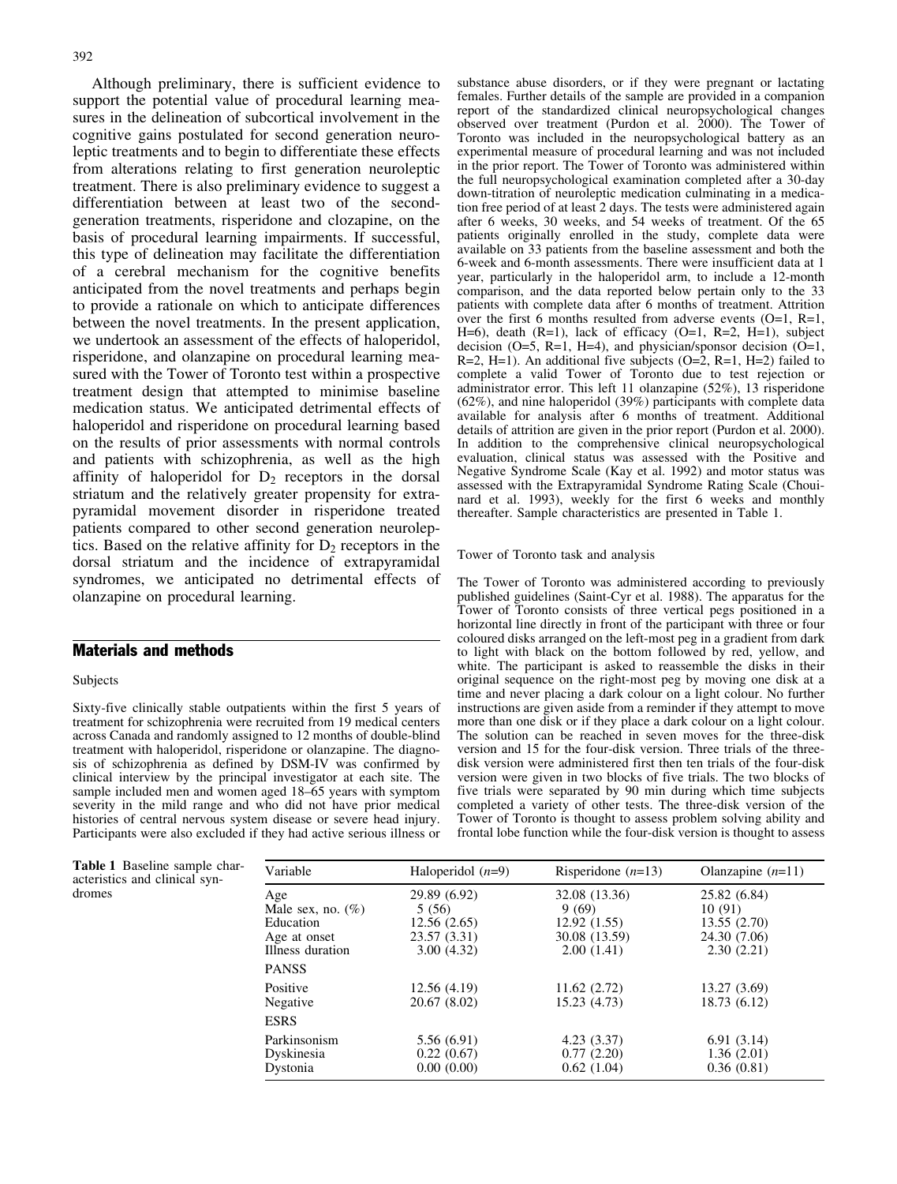Although preliminary, there is sufficient evidence to support the potential value of procedural learning measures in the delineation of subcortical involvement in the cognitive gains postulated for second generation neuroleptic treatments and to begin to differentiate these effects from alterations relating to first generation neuroleptic treatment. There is also preliminary evidence to suggest a differentiation between at least two of the second-generation treatments, risperidone and clozapine, on the basis of procedural learning impairments. If successful, this type of delineation may facilitate the differentiation of a cerebral mechanism for the cognitive benefits anticipated from the novel treatments and perhaps begin to provide a rationale on which to anticipate differences between the novel treatments. In the present application, we undertook an assessment of the effects of haloperidol, risperidone, and olanzapine on procedural learning measured with the Tower of Toronto test within a prospective treatment design that attempted to minimise baseline medication status. We anticipated detrimental effects of haloperidol and risperidone on procedural learning based on the results of prior assessments with normal controls and patients with schizophrenia, as well as the high affinity of haloperidol for $D_2$ receptors in the dorsal striatum and the relatively greater propensity for extrapyramidal movement disorder in risperidone treated patients compared to other second generation neuroleptics. Based on the relative affinity for $D_2$ receptors in the dorsal striatum and the incidence of extrapyramidal syndromes, we anticipated no detrimental effects of olanzapine on procedural learning.

## Materials and methods

### Subjects

Sixty-five clinically stable outpatients within the first 5 years of treatment for schizophrenia were recruited from 19 medical centers across Canada and randomly assigned to 12 months of double-blind treatment with haloperidol, risperidone or olanzapine. The diagnosis of schizophrenia as defined by DSM-IV was confirmed by clinical interview by the principal investigator at each site. The sample included men and women aged 18–65 years with symptom severity in the mild range and who did not have prior medical histories of central nervous system disease or severe head injury. Participants were also excluded if they had active serious illness or substance abuse disorders, or if they were pregnant or lactating females. Further details of the sample are provided in a companion report of the standardized clinical neuropsychological changes observed over treatment (Purdon et al. 2000). The Tower of Toronto was included in the neuropsychological battery as an experimental measure of procedural learning and was not included in the prior report. The Tower of Toronto was administered within the full neuropsychological examination completed after a 30-day down-titration of neuroleptic medication culminating in a medication free period of at least 2 days. The tests were administered again after 6 weeks, 30 weeks, and 54 weeks of treatment. Of the 65 patients originally enrolled in the study, complete data were available on 33 patients from the baseline assessment and both the 6-week and 6-month assessments. There were insufficient data at 1 year, particularly in the haloperidol arm, to include a 12-month comparison, and the data reported below pertain only to the 33 patients with complete data after 6 months of treatment. Attrition over the first 6 months resulted from adverse events (O=1, R=1, H=6), death (R=1), lack of efficacy (O=1, R=2, H=1), subject decision (O=5, R=1, H=4), and physician/sponsor decision (O=1, R=2, H=1). An additional five subjects (O=2, R=1, H=2) failed to complete a valid Tower of Toronto due to test rejection or administrator error. This left 11 olanzapine (52%), 13 risperidone (62%), and nine haloperidol (39%) participants with complete data available for analysis after 6 months of treatment. Additional details of attrition are given in the prior report (Purdon et al. 2000). In addition to the comprehensive clinical neuropsychological evaluation, clinical status was assessed with the Positive and Negative Syndrome Scale (Kay et al. 1992) and motor status was assessed with the Extrapyramidal Syndrome Rating Scale (Chouinard et al. 1993), weekly for the first 6 weeks and monthly thereafter. Sample characteristics are presented in Table 1.

### Tower of Toronto task and analysis

The Tower of Toronto was administered according to previously published guidelines (Saint-Cyr et al. 1988). The apparatus for the Tower of Toronto consists of three vertical pegs positioned in a horizontal line directly in front of the participant with three or four coloured disks arranged on the left-most peg in a gradient from dark to light with black on the bottom followed by red, yellow, and white. The participant is asked to reassemble the disks in their original sequence on the right-most peg by moving one disk at a time and never placing a dark colour on a light colour. No further instructions are given aside from a reminder if they attempt to move more than one disk or if they place a dark colour on a light colour. The solution can be reached in seven moves for the three-disk version and 15 for the four-disk version. Three trials of the three-disk version were administered first then ten trials of the four-disk version were given in two blocks of five trials. The two blocks of five trials were separated by 90 min during which time subjects completed a variety of other tests. The three-disk version of the Tower of Toronto is thought to assess problem solving ability and frontal lobe function while the four-disk version is thought to assess

**Table 1** Baseline sample characteristics and clinical syndromes

| Variable | Haloperidol ($n$=9) | Risperidone ($n$=13) | Olanzapine ($n$=11) |
|---|---|---|---|
| Age | 29.89 (6.92) | 32.08 (13.36) | 25.82 (6.84) |
| Male sex, no. (%) | 5 (56) | 9 (69) | 10 (91) |
| Education | 12.56 (2.65) | 12.92 (1.55) | 13.55 (2.70) |
| Age at onset | 23.57 (3.31) | 30.08 (13.59) | 24.30 (7.06) |
| Illness duration | 3.00 (4.32) | 2.00 (1.41) | 2.30 (2.21) |
| PANSS | | | |
| Positive | 12.56 (4.19) | 11.62 (2.72) | 13.27 (3.69) |
| Negative | 20.67 (8.02) | 15.23 (4.73) | 18.73 (6.12) |
| ESRS | | | |
| Parkinsonism | 5.56 (6.91) | 4.23 (3.37) | 6.91 (3.14) |
| Dyskinesia | 0.22 (0.67) | 0.77 (2.20) | 1.36 (2.01) |
| Dystonia | 0.00 (0.00) | 0.62 (1.04) | 0.36 (0.81) |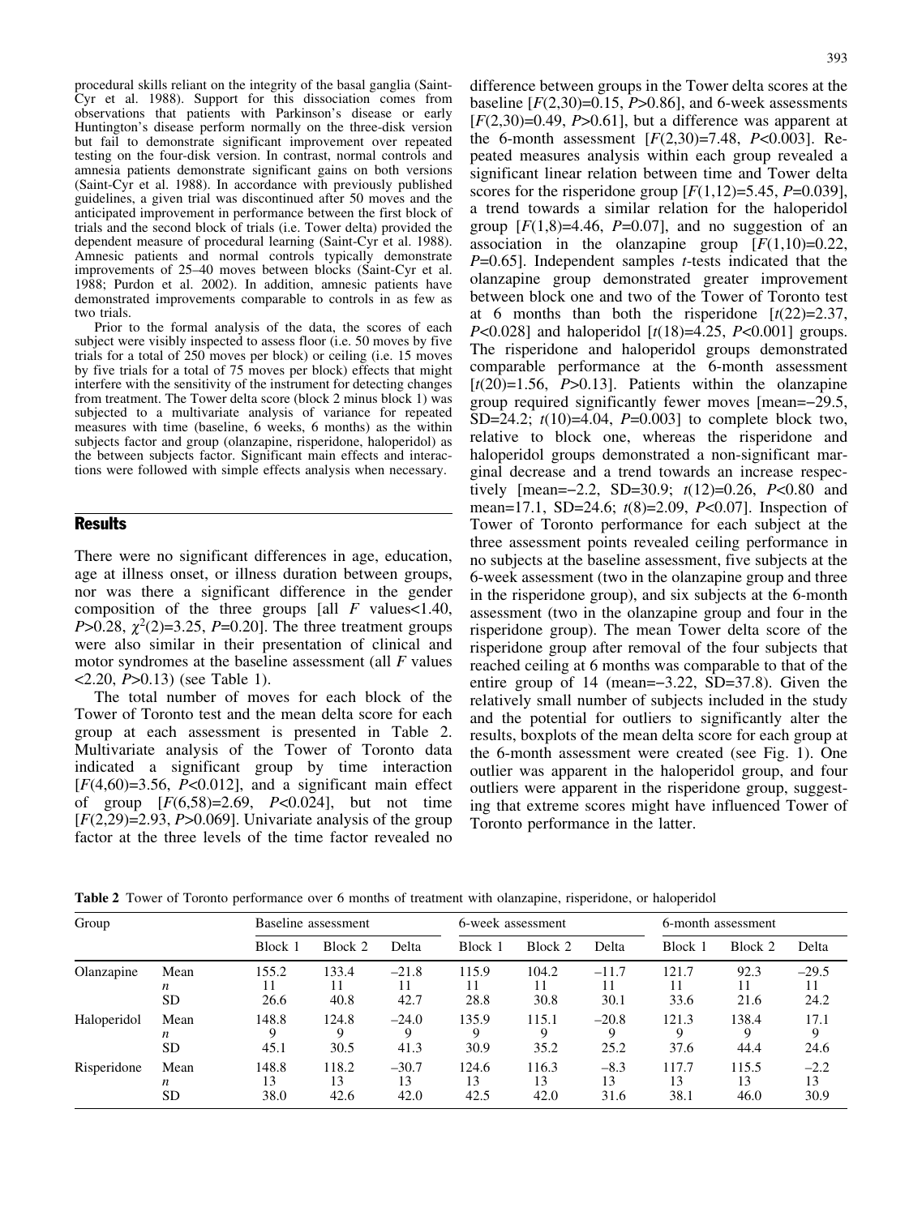procedural skills reliant on the integrity of the basal ganglia (Saint-Cyr et al. 1988). Support for this dissociation comes from observations that patients with Parkinson's disease or early Huntington's disease perform normally on the three-disk version but fail to demonstrate significant improvement over repeated testing on the four-disk version. In contrast, normal controls and amnesia patients demonstrate significant gains on both versions (Saint-Cyr et al. 1988). In accordance with previously published guidelines, a given trial was discontinued after 50 moves and the anticipated improvement in performance between the first block of trials and the second block of trials (i.e. Tower delta) provided the dependent measure of procedural learning (Saint-Cyr et al. 1988). Amnesic patients and normal controls typically demonstrate improvements of 25–40 moves between blocks (Saint-Cyr et al. 1988; Purdon et al. 2002). In addition, amnesic patients have demonstrated improvements comparable to controls in as few as two trials.

Prior to the formal analysis of the data, the scores of each subject were visibly inspected to assess floor (i.e. 50 moves by five trials for a total of 250 moves per block) or ceiling (i.e. 15 moves by five trials for a total of 75 moves per block) effects that might interfere with the sensitivity of the instrument for detecting changes from treatment. The Tower delta score (block 2 minus block 1) was subjected to a multivariate analysis of variance for repeated measures with time (baseline, 6 weeks, 6 months) as the within subjects factor and group (olanzapine, risperidone, haloperidol) as the between subjects factor. Significant main effects and interactions were followed with simple effects analysis when necessary.

## Results

There were no significant differences in age, education, age at illness onset, or illness duration between groups, nor was there a significant difference in the gender composition of the three groups [all $F$ values<1.40, $P$>0.28, $\chi^2(2)$=3.25, $P$=0.20]. The three treatment groups were also similar in their presentation of clinical and motor syndromes at the baseline assessment (all $F$ values <2.20, $P$>0.13) (see Table 1).

The total number of moves for each block of the Tower of Toronto test and the mean delta score for each group at each assessment is presented in Table 2. Multivariate analysis of the Tower of Toronto data indicated a significant group by time interaction [$F(4,60)$=3.56, $P$<0.012], and a significant main effect of group [$F(6,58)$=2.69, $P$<0.024], but not time [$F(2,29)$=2.93, $P$>0.069]. Univariate analysis of the group factor at the three levels of the time factor revealed no difference between groups in the Tower delta scores at the baseline [$F(2,30)$=0.15, $P$>0.86], and 6-week assessments [$F(2,30)$=0.49, $P$>0.61], but a difference was apparent at the 6-month assessment [$F(2,30)$=7.48, $P$<0.003]. Repeated measures analysis within each group revealed a significant linear relation between time and Tower delta scores for the risperidone group [$F(1,12)$=5.45, $P$=0.039], a trend towards a similar relation for the haloperidol group [$F(1,8)$=4.46, $P$=0.07], and no suggestion of an association in the olanzapine group [$F(1,10)$=0.22, $P$=0.65]. Independent samples $t$-tests indicated that the olanzapine group demonstrated greater improvement between block one and two of the Tower of Toronto test at 6 months than both the risperidone [$t(22)$=2.37, $P$<0.028] and haloperidol [$t(18)$=4.25, $P$<0.001] groups. The risperidone and haloperidol groups demonstrated comparable performance at the 6-month assessment [$t(20)$=1.56, $P$>0.13]. Patients within the olanzapine group required significantly fewer moves [mean=−29.5, SD=24.2; $t(10)$=4.04, $P$=0.003] to complete block two, relative to block one, whereas the risperidone and haloperidol groups demonstrated a non-significant marginal decrease and a trend towards an increase respectively [mean=−2.2, SD=30.9; $t(12)$=0.26, $P$<0.80 and mean=17.1, SD=24.6; $t(8)$=2.09, $P$<0.07]. Inspection of Tower of Toronto performance for each subject at the three assessment points revealed ceiling performance in no subjects at the baseline assessment, five subjects at the 6-week assessment (two in the olanzapine group and three in the risperidone group), and six subjects at the 6-month assessment (two in the olanzapine group and four in the risperidone group). The mean Tower delta score of the risperidone group after removal of the four subjects that reached ceiling at 6 months was comparable to that of the entire group of 14 (mean=−3.22, SD=37.8). Given the relatively small number of subjects included in the study and the potential for outliers to significantly alter the results, boxplots of the mean delta score for each group at the 6-month assessment were created (see Fig. 1). One outlier was apparent in the haloperidol group, and four outliers were apparent in the risperidone group, suggesting that extreme scores might have influenced Tower of Toronto performance in the latter.

**Table 2** Tower of Toronto performance over 6 months of treatment with olanzapine, risperidone, or haloperidol

| Group | | Baseline assessment | | | 6-week assessment | | | 6-month assessment | | |
|---|---|---|---|---|---|---|---|---|---|---|
| | | Block 1 | Block 2 | Delta | Block 1 | Block 2 | Delta | Block 1 | Block 2 | Delta |
| Olanzapine | Mean | 155.2 | 133.4 | −21.8 | 115.9 | 104.2 | −11.7 | 121.7 | 92.3 | −29.5 |
| | $n$ | 11 | 11 | 11 | 11 | 11 | 11 | 11 | 11 | 11 |
| | SD | 26.6 | 40.8 | 42.7 | 28.8 | 30.8 | 30.1 | 33.6 | 21.6 | 24.2 |
| Haloperidol | Mean | 148.8 | 124.8 | −24.0 | 135.9 | 115.1 | −20.8 | 121.3 | 138.4 | 17.1 |
| | $n$ | 9 | 9 | 9 | 9 | 9 | 9 | 9 | 9 | 9 |
| | SD | 45.1 | 30.5 | 41.3 | 30.9 | 35.2 | 25.2 | 37.6 | 44.4 | 24.6 |
| Risperidone | Mean | 148.8 | 118.2 | −30.7 | 124.6 | 116.3 | −8.3 | 117.7 | 115.5 | −2.2 |
| | $n$ | 13 | 13 | 13 | 13 | 13 | 13 | 13 | 13 | 13 |
| | SD | 38.0 | 42.6 | 42.0 | 42.5 | 42.0 | 31.6 | 38.1 | 46.0 | 30.9 |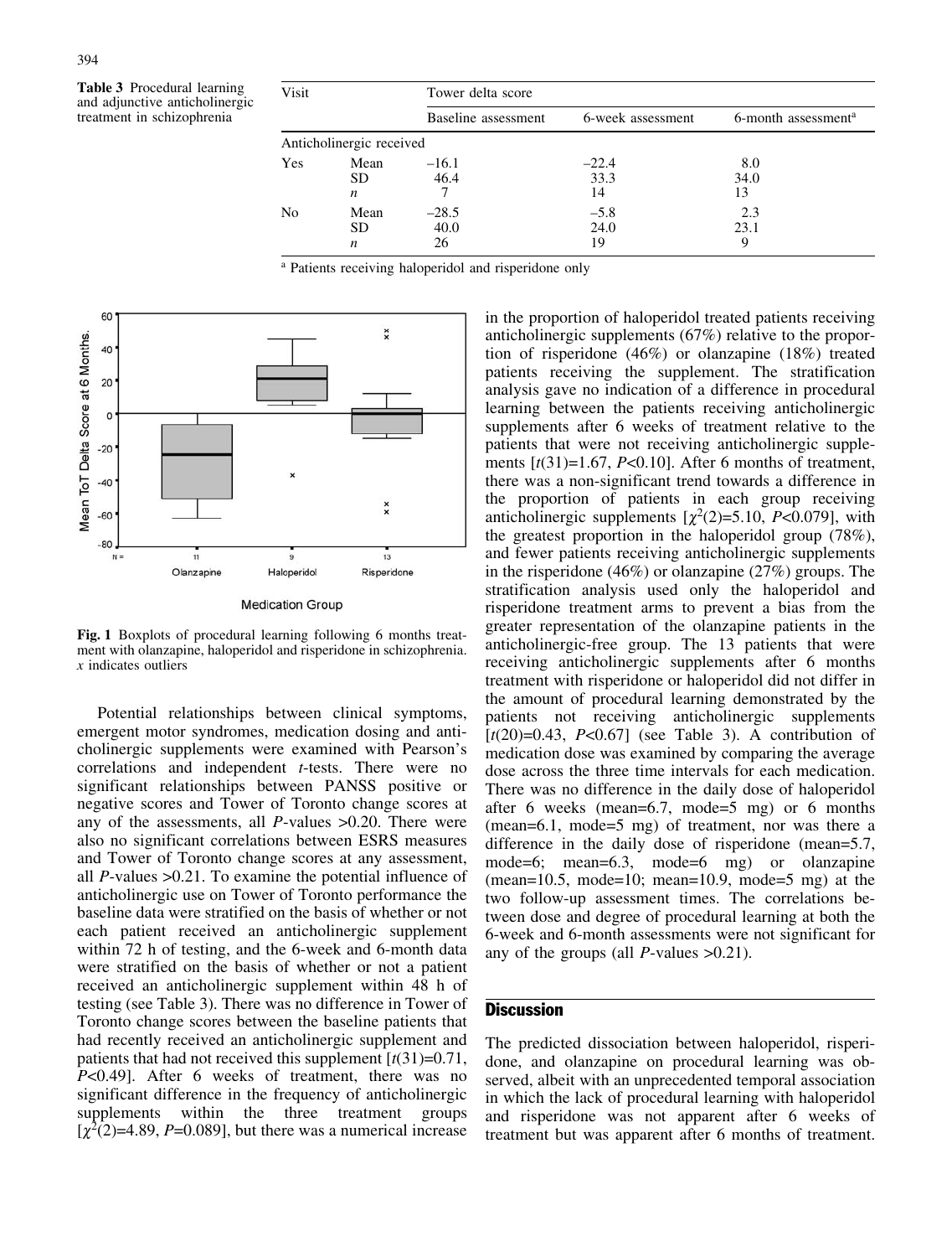**Table 3** Procedural learning and adjunctive anticholinergic treatment in schizophrenia

| Visit | | Tower delta score | | |
|---|---|---|---|---|
| | | Baseline assessment | 6-week assessment | 6-month assessment[a] |
| Anticholinergic received | | | | |
| Yes | Mean | –16.1 | –22.4 | 8.0 |
| | SD | 46.4 | 33.3 | 34.0 |
| | *n* | 7 | 14 | 13 |
| No | Mean | –28.5 | –5.8 | 2.3 |
| | SD | 40.0 | 24.0 | 23.1 |
| | *n* | 26 | 19 | 9 |

[a] Patients receiving haloperidol and risperidone only

**Fig. 1** Boxplots of procedural learning following 6 months treatment with olanzapine, haloperidol and risperidone in schizophrenia. *x* indicates outliers

Potential relationships between clinical symptoms, emergent motor syndromes, medication dosing and anticholinergic supplements were examined with Pearson's correlations and independent *t*-tests. There were no significant relationships between PANSS positive or negative scores and Tower of Toronto change scores at any of the assessments, all *P*-values >0.20. There were also no significant correlations between ESRS measures and Tower of Toronto change scores at any assessment, all *P*-values >0.21. To examine the potential influence of anticholinergic use on Tower of Toronto performance the baseline data were stratified on the basis of whether or not each patient received an anticholinergic supplement within 72 h of testing, and the 6-week and 6-month data were stratified on the basis of whether or not a patient received an anticholinergic supplement within 48 h of testing (see Table 3). There was no difference in Tower of Toronto change scores between the baseline patients that had recently received an anticholinergic supplement and patients that had not received this supplement [$t(31)=0.71$, $P<0.49$]. After 6 weeks of treatment, there was no significant difference in the frequency of anticholinergic supplements within the three treatment groups [$\chi^2(2)=4.89$, $P=0.089$], but there was a numerical increase in the proportion of haloperidol treated patients receiving anticholinergic supplements (67%) relative to the proportion of risperidone (46%) or olanzapine (18%) treated patients receiving the supplement. The stratification analysis gave no indication of a difference in procedural learning between the patients receiving anticholinergic supplements after 6 weeks of treatment relative to the patients that were not receiving anticholinergic supplements [$t(31)=1.67$, $P<0.10$]. After 6 months of treatment, there was a non-significant trend towards a difference in the proportion of patients in each group receiving anticholinergic supplements [$\chi^2(2)=5.10$, $P<0.079$], with the greatest proportion in the haloperidol group (78%), and fewer patients receiving anticholinergic supplements in the risperidone (46%) or olanzapine (27%) groups. The stratification analysis used only the haloperidol and risperidone treatment arms to prevent a bias from the greater representation of the olanzapine patients in the anticholinergic-free group. The 13 patients that were receiving anticholinergic supplements after 6 months treatment with risperidone or haloperidol did not differ in the amount of procedural learning demonstrated by the patients not receiving anticholinergic supplements [$t(20)=0.43$, $P<0.67$] (see Table 3). A contribution of medication dose was examined by comparing the average dose across the three time intervals for each medication. There was no difference in the daily dose of haloperidol after 6 weeks (mean=6.7, mode=5 mg) or 6 months (mean=6.1, mode=5 mg) of treatment, nor was there a difference in the daily dose of risperidone (mean=5.7, mode=6; mean=6.3, mode=6 mg) or olanzapine (mean=10.5, mode=10; mean=10.9, mode=5 mg) at the two follow-up assessment times. The correlations between dose and degree of procedural learning at both the 6-week and 6-month assessments were not significant for any of the groups (all *P*-values >0.21).

## Discussion

The predicted dissociation between haloperidol, risperidone, and olanzapine on procedural learning was observed, albeit with an unprecedented temporal association in which the lack of procedural learning with haloperidol and risperidone was not apparent after 6 weeks of treatment but was apparent after 6 months of treatment.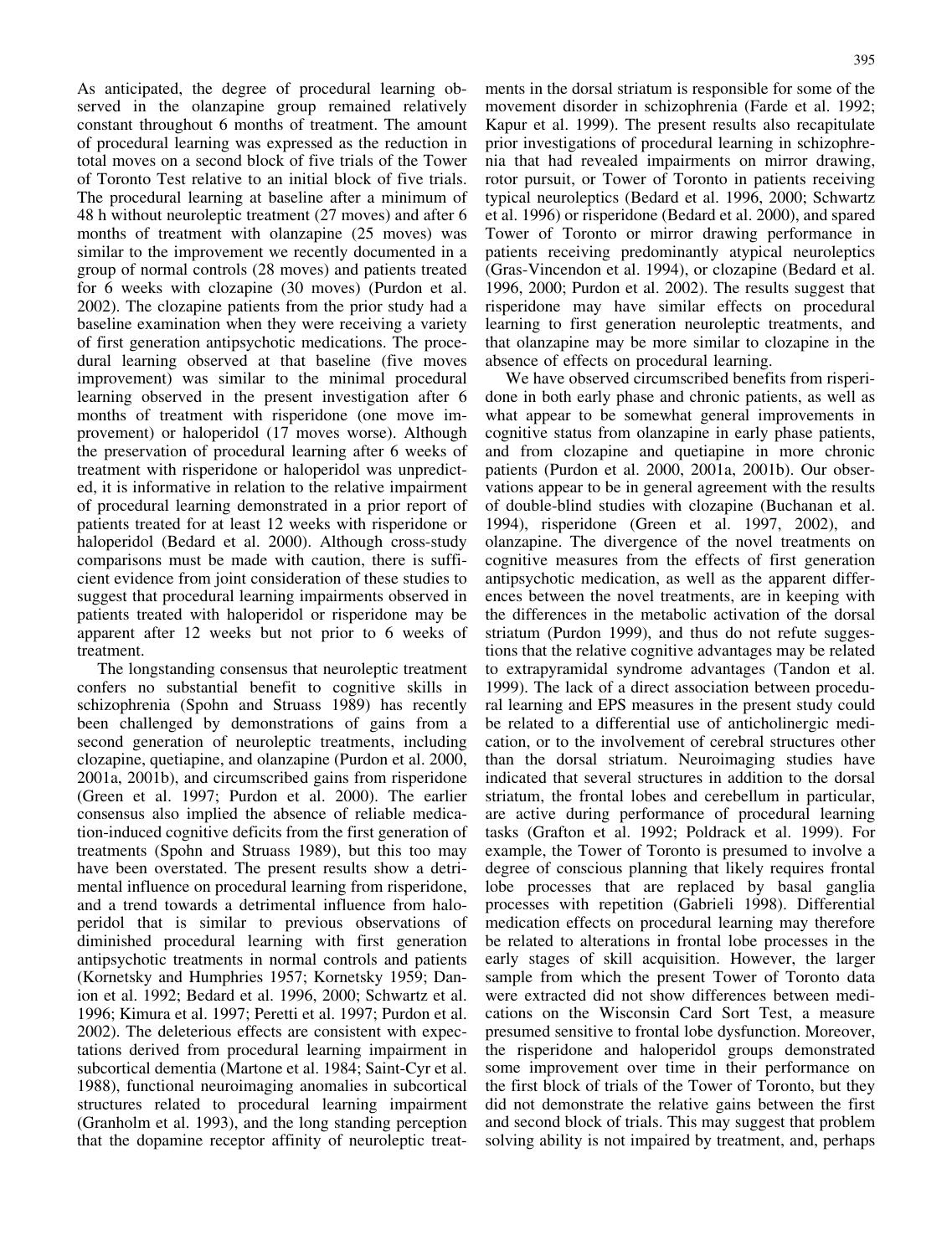As anticipated, the degree of procedural learning observed in the olanzapine group remained relatively constant throughout 6 months of treatment. The amount of procedural learning was expressed as the reduction in total moves on a second block of five trials of the Tower of Toronto Test relative to an initial block of five trials. The procedural learning at baseline after a minimum of 48 h without neuroleptic treatment (27 moves) and after 6 months of treatment with olanzapine (25 moves) was similar to the improvement we recently documented in a group of normal controls (28 moves) and patients treated for 6 weeks with clozapine (30 moves) (Purdon et al. 2002). The clozapine patients from the prior study had a baseline examination when they were receiving a variety of first generation antipsychotic medications. The procedural learning observed at that baseline (five moves improvement) was similar to the minimal procedural learning observed in the present investigation after 6 months of treatment with risperidone (one move improvement) or haloperidol (17 moves worse). Although the preservation of procedural learning after 6 weeks of treatment with risperidone or haloperidol was unpredicted, it is informative in relation to the relative impairment of procedural learning demonstrated in a prior report of patients treated for at least 12 weeks with risperidone or haloperidol (Bedard et al. 2000). Although cross-study comparisons must be made with caution, there is sufficient evidence from joint consideration of these studies to suggest that procedural learning impairments observed in patients treated with haloperidol or risperidone may be apparent after 12 weeks but not prior to 6 weeks of treatment.

The longstanding consensus that neuroleptic treatment confers no substantial benefit to cognitive skills in schizophrenia (Spohn and Struass 1989) has recently been challenged by demonstrations of gains from a second generation of neuroleptic treatments, including clozapine, quetiapine, and olanzapine (Purdon et al. 2000, 2001a, 2001b), and circumscribed gains from risperidone (Green et al. 1997; Purdon et al. 2000). The earlier consensus also implied the absence of reliable medication-induced cognitive deficits from the first generation of treatments (Spohn and Struass 1989), but this too may have been overstated. The present results show a detrimental influence on procedural learning from risperidone, and a trend towards a detrimental influence from haloperidol that is similar to previous observations of diminished procedural learning with first generation antipsychotic treatments in normal controls and patients (Kornetsky and Humphries 1957; Kornetsky 1959; Danion et al. 1992; Bedard et al. 1996, 2000; Schwartz et al. 1996; Kimura et al. 1997; Peretti et al. 1997; Purdon et al. 2002). The deleterious effects are consistent with expectations derived from procedural learning impairment in subcortical dementia (Martone et al. 1984; Saint-Cyr et al. 1988), functional neuroimaging anomalies in subcortical structures related to procedural learning impairment (Granholm et al. 1993), and the long standing perception that the dopamine receptor affinity of neuroleptic treatments in the dorsal striatum is responsible for some of the movement disorder in schizophrenia (Farde et al. 1992; Kapur et al. 1999). The present results also recapitulate prior investigations of procedural learning in schizophrenia that had revealed impairments on mirror drawing, rotor pursuit, or Tower of Toronto in patients receiving typical neuroleptics (Bedard et al. 1996, 2000; Schwartz et al. 1996) or risperidone (Bedard et al. 2000), and spared Tower of Toronto or mirror drawing performance in patients receiving predominantly atypical neuroleptics (Gras-Vincendon et al. 1994), or clozapine (Bedard et al. 1996, 2000; Purdon et al. 2002). The results suggest that risperidone may have similar effects on procedural learning to first generation neuroleptic treatments, and that olanzapine may be more similar to clozapine in the absence of effects on procedural learning.

We have observed circumscribed benefits from risperidone in both early phase and chronic patients, as well as what appear to be somewhat general improvements in cognitive status from olanzapine in early phase patients, and from clozapine and quetiapine in more chronic patients (Purdon et al. 2000, 2001a, 2001b). Our observations appear to be in general agreement with the results of double-blind studies with clozapine (Buchanan et al. 1994), risperidone (Green et al. 1997, 2002), and olanzapine. The divergence of the novel treatments on cognitive measures from the effects of first generation antipsychotic medication, as well as the apparent differences between the novel treatments, are in keeping with the differences in the metabolic activation of the dorsal striatum (Purdon 1999), and thus do not refute suggestions that the relative cognitive advantages may be related to extrapyramidal syndrome advantages (Tandon et al. 1999). The lack of a direct association between procedural learning and EPS measures in the present study could be related to a differential use of anticholinergic medication, or to the involvement of cerebral structures other than the dorsal striatum. Neuroimaging studies have indicated that several structures in addition to the dorsal striatum, the frontal lobes and cerebellum in particular, are active during performance of procedural learning tasks (Grafton et al. 1992; Poldrack et al. 1999). For example, the Tower of Toronto is presumed to involve a degree of conscious planning that likely requires frontal lobe processes that are replaced by basal ganglia processes with repetition (Gabrieli 1998). Differential medication effects on procedural learning may therefore be related to alterations in frontal lobe processes in the early stages of skill acquisition. However, the larger sample from which the present Tower of Toronto data were extracted did not show differences between medications on the Wisconsin Card Sort Test, a measure presumed sensitive to frontal lobe dysfunction. Moreover, the risperidone and haloperidol groups demonstrated some improvement over time in their performance on the first block of trials of the Tower of Toronto, but they did not demonstrate the relative gains between the first and second block of trials. This may suggest that problem solving ability is not impaired by treatment, and, perhaps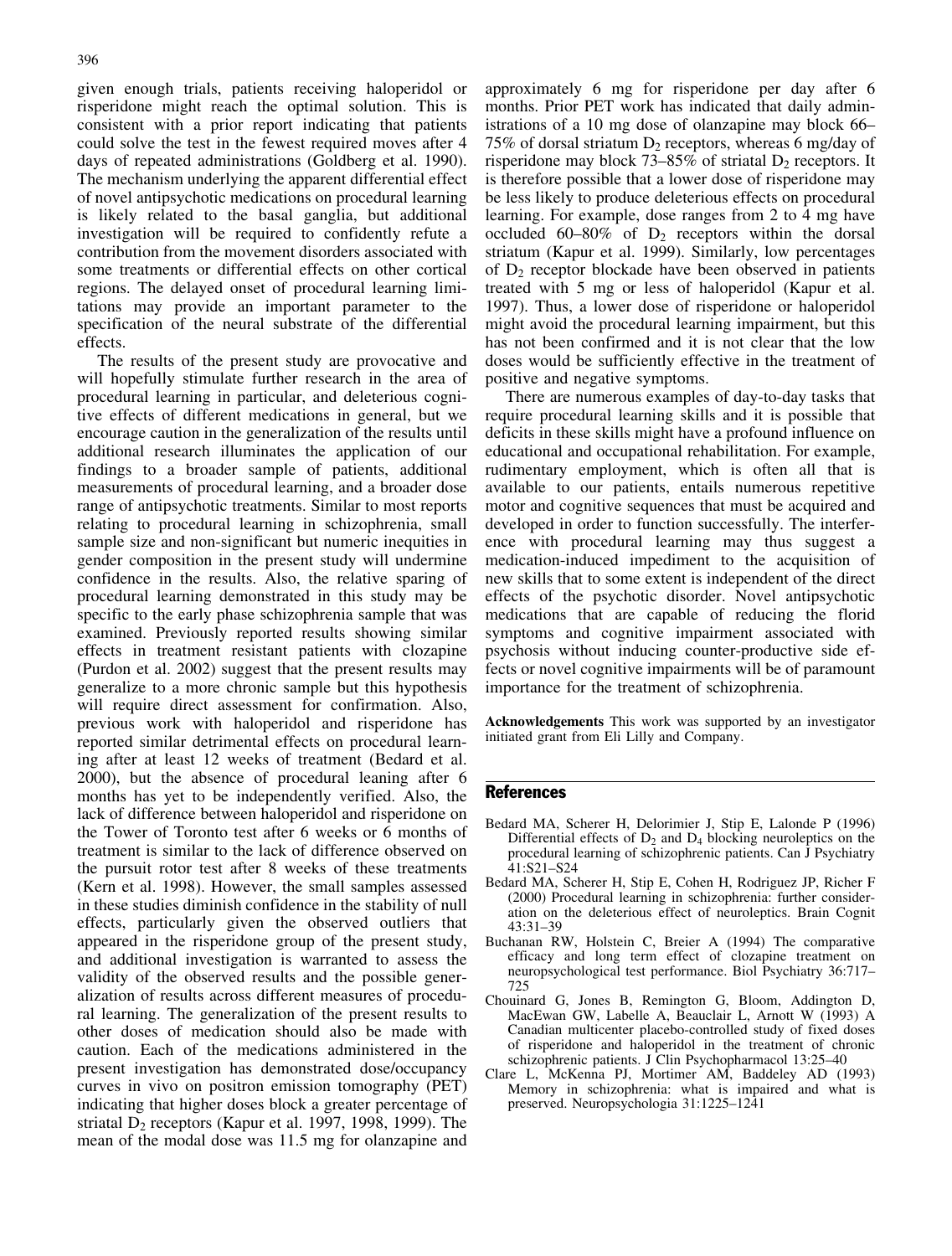given enough trials, patients receiving haloperidol or risperidone might reach the optimal solution. This is consistent with a prior report indicating that patients could solve the test in the fewest required moves after 4 days of repeated administrations (Goldberg et al. 1990). The mechanism underlying the apparent differential effect of novel antipsychotic medications on procedural learning is likely related to the basal ganglia, but additional investigation will be required to confidently refute a contribution from the movement disorders associated with some treatments or differential effects on other cortical regions. The delayed onset of procedural learning limitations may provide an important parameter to the specification of the neural substrate of the differential effects.

The results of the present study are provocative and will hopefully stimulate further research in the area of procedural learning in particular, and deleterious cognitive effects of different medications in general, but we encourage caution in the generalization of the results until additional research illuminates the application of our findings to a broader sample of patients, additional measurements of procedural learning, and a broader dose range of antipsychotic treatments. Similar to most reports relating to procedural learning in schizophrenia, small sample size and non-significant but numeric inequities in gender composition in the present study will undermine confidence in the results. Also, the relative sparing of procedural learning demonstrated in this study may be specific to the early phase schizophrenia sample that was examined. Previously reported results showing similar effects in treatment resistant patients with clozapine (Purdon et al. 2002) suggest that the present results may generalize to a more chronic sample but this hypothesis will require direct assessment for confirmation. Also, previous work with haloperidol and risperidone has reported similar detrimental effects on procedural learning after at least 12 weeks of treatment (Bedard et al. 2000), but the absence of procedural leaning after 6 months has yet to be independently verified. Also, the lack of difference between haloperidol and risperidone on the Tower of Toronto test after 6 weeks or 6 months of treatment is similar to the lack of difference observed on the pursuit rotor test after 8 weeks of these treatments (Kern et al. 1998). However, the small samples assessed in these studies diminish confidence in the stability of null effects, particularly given the observed outliers that appeared in the risperidone group of the present study, and additional investigation is warranted to assess the validity of the observed results and the possible generalization of results across different measures of procedural learning. The generalization of the present results to other doses of medication should also be made with caution. Each of the medications administered in the present investigation has demonstrated dose/occupancy curves in vivo on positron emission tomography (PET) indicating that higher doses block a greater percentage of striatal $D_2$ receptors (Kapur et al. 1997, 1998, 1999). The mean of the modal dose was 11.5 mg for olanzapine and approximately 6 mg for risperidone per day after 6 months. Prior PET work has indicated that daily administrations of a 10 mg dose of olanzapine may block 66–75% of dorsal striatum $D_2$ receptors, whereas 6 mg/day of risperidone may block 73–85% of striatal $D_2$ receptors. It is therefore possible that a lower dose of risperidone may be less likely to produce deleterious effects on procedural learning. For example, dose ranges from 2 to 4 mg have occluded 60–80% of $D_2$ receptors within the dorsal striatum (Kapur et al. 1999). Similarly, low percentages of $D_2$ receptor blockade have been observed in patients treated with 5 mg or less of haloperidol (Kapur et al. 1997). Thus, a lower dose of risperidone or haloperidol might avoid the procedural learning impairment, but this has not been confirmed and it is not clear that the low doses would be sufficiently effective in the treatment of positive and negative symptoms.

There are numerous examples of day-to-day tasks that require procedural learning skills and it is possible that deficits in these skills might have a profound influence on educational and occupational rehabilitation. For example, rudimentary employment, which is often all that is available to our patients, entails numerous repetitive motor and cognitive sequences that must be acquired and developed in order to function successfully. The interference with procedural learning may thus suggest a medication-induced impediment to the acquisition of new skills that to some extent is independent of the direct effects of the psychotic disorder. Novel antipsychotic medications that are capable of reducing the florid symptoms and cognitive impairment associated with psychosis without inducing counter-productive side effects or novel cognitive impairments will be of paramount importance for the treatment of schizophrenia.

**Acknowledgements** This work was supported by an investigator initiated grant from Eli Lilly and Company.

## References

Bedard MA, Scherer H, Delorimier J, Stip E, Lalonde P (1996) Differential effects of $D_2$ and $D_4$ blocking neuroleptics on the procedural learning of schizophrenic patients. Can J Psychiatry 41:S21–S24

Bedard MA, Scherer H, Stip E, Cohen H, Rodriguez JP, Richer F (2000) Procedural learning in schizophrenia: further consideration on the deleterious effect of neuroleptics. Brain Cognit 43:31–39

Buchanan RW, Holstein C, Breier A (1994) The comparative efficacy and long term effect of clozapine treatment on neuropsychological test performance. Biol Psychiatry 36:717–725

Chouinard G, Jones B, Remington G, Bloom, Addington D, MacEwan GW, Labelle A, Beauclair L, Arnott W (1993) A Canadian multicenter placebo-controlled study of fixed doses of risperidone and haloperidol in the treatment of chronic schizophrenic patients. J Clin Psychopharmacol 13:25–40

Clare L, McKenna PJ, Mortimer AM, Baddeley AD (1993) Memory in schizophrenia: what is impaired and what is preserved. Neuropsychologia 31:1225–1241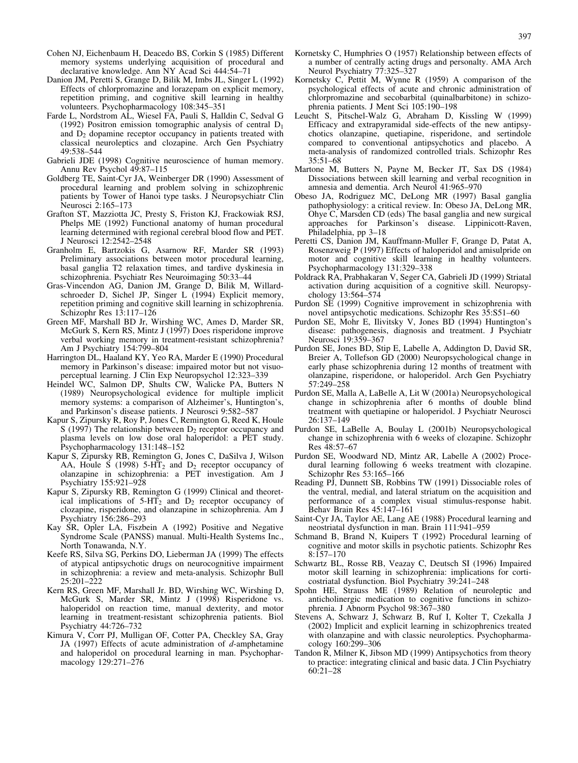Cohen NJ, Eichenbaum H, Deacedo BS, Corkin S (1985) Different memory systems underlying acquisition of procedural and declarative knowledge. Ann NY Acad Sci 444:54–71

Danion JM, Peretti S, Grange D, Bilik M, Imbs JL, Singer L (1992) Effects of chlorpromazine and lorazepam on explicit memory, repetition priming, and cognitive skill learning in healthy volunteers. Psychopharmacology 108:345–351

Farde L, Nordstrom AL, Wiesel FA, Pauli S, Halldin C, Sedval G (1992) Positron emission tomographic analysis of central $D_1$ and $D_2$ dopamine receptor occupancy in patients treated with classical neuroleptics and clozapine. Arch Gen Psychiatry 49:538–544

Gabrieli JDE (1998) Cognitive neuroscience of human memory. Annu Rev Psychol 49:87–115

Goldberg TE, Saint-Cyr JA, Weinberger DR (1990) Assessment of procedural learning and problem solving in schizophrenic patients by Tower of Hanoi type tasks. J Neuropsychiatr Clin Neurosci 2:165–173

Grafton ST, Mazziotta JC, Presty S, Friston KJ, Frackowiak RSJ, Phelps ME (1992) Functional anatomy of human procedural learning determined with regional cerebral blood flow and PET. J Neurosci 12:2542–2548

Granholm E, Bartzokis G, Asarnow RF, Marder SR (1993) Preliminary associations between motor procedural learning, basal ganglia T2 relaxation times, and tardive dyskinesia in schizophrenia. Psychiatr Res Neuroimaging 50:33–44

Gras-Vincendon AG, Danion JM, Grange D, Bilik M, Willard-schroeder D, Sichel JP, Singer L (1994) Explicit memory, repetition priming and cognitive skill learning in schizophrenia. Schizophr Res 13:117–126

Green MF, Marshall BD Jr, Wirshing WC, Ames D, Marder SR, McGurk S, Kern RS, Mintz J (1997) Does risperidone improve verbal working memory in treatment-resistant schizophrenia? Am J Psychiatry 154:799–804

Harrington DL, Haaland KY, Yeo RA, Marder E (1990) Procedural memory in Parkinson's disease: impaired motor but not visuo-perceptual learning. J Clin Exp Neuropsychol 12:323–339

Heindel WC, Salmon DP, Shults CW, Walicke PA, Butters N (1989) Neuropsychological evidence for multiple implicit memory systems: a comparison of Alzheimer's, Huntington's, and Parkinson's disease patients. J Neurosci 9:582–587

Kapur S, Zipursky R, Roy P, Jones C, Remington G, Reed K, Houle S (1997) The relationship between $D_2$ receptor occupancy and plasma levels on low dose oral haloperidol: a PET study. Psychopharmacology 131:148–152

Kapur S, Zipursky RB, Remington G, Jones C, DaSilva J, Wilson AA, Houle S (1998) 5-$HT_2$ and $D_2$ receptor occupancy of olanzapine in schizophrenia: a PET investigation. Am J Psychiatry 155:921–928

Kapur S, Zipursky RB, Remington G (1999) Clinical and theoretical implications of 5-$HT_2$ and $D_2$ receptor occupancy of clozapine, risperidone, and olanzapine in schizophrenia. Am J Psychiatry 156:286–293

Kay SR, Opler LA, Fiszbein A (1992) Positive and Negative Syndrome Scale (PANSS) manual. Multi-Health Systems Inc., North Tonawanda, N.Y.

Keefe RS, Silva SG, Perkins DO, Lieberman JA (1999) The effects of atypical antipsychotic drugs on neurocognitive impairment in schizophrenia: a review and meta-analysis. Schizophr Bull 25:201–222

Kern RS, Green MF, Marshall Jr. BD, Wirshing WC, Wirshing D, McGurk S, Marder SR, Mintz J (1998) Risperidone vs. haloperidol on reaction time, manual dexterity, and motor learning in treatment-resistant schizophrenia patients. Biol Psychiatry 44:726–732

Kimura V, Corr PJ, Mulligan OF, Cotter PA, Checkley SA, Gray JA (1997) Effects of acute administration of *d*-amphetamine and haloperidol on procedural learning in man. Psychopharmacology 129:271–276

Kornetsky C, Humphries O (1957) Relationship between effects of a number of centrally acting drugs and personalty. AMA Arch Neurol Psychiatry 77:325–327

Kornetsky C, Pettit M, Wynne R (1959) A comparison of the psychological effects of acute and chronic administration of chlorpromazine and secobarbital (quinalbarbitone) in schizophrenia patients. J Ment Sci 105:190–198

Leucht S, Pitschel-Walz G, Abraham D, Kissling W (1999) Efficacy and extrapyramidal side-effects of the new antipsychotics olanzapine, quetiapine, risperidone, and sertindole compared to conventional antipsychotics and placebo. A meta-analysis of randomized controlled trials. Schizophr Res 35:51–68

Martone M, Butters N, Payne M, Becker JT, Sax DS (1984) Dissociations between skill learning and verbal recognition in amnesia and dementia. Arch Neurol 41:965–970

Obeso JA, Rodriguez MC, DeLong MR (1997) Basal ganglia pathophysiology: a critical review. In: Obeso JA, DeLong MR, Ohye C, Marsden CD (eds) The basal ganglia and new surgical approaches for Parkinson's disease. Lippinicott-Raven, Philadelphia, pp 3–18

Peretti CS, Danion JM, Kauffmann-Muller F, Grange D, Patat A, Rosenzweig P (1997) Effects of haloperidol and amisulpride on motor and cognitive skill learning in healthy volunteers. Psychopharmacology 131:329–338

Poldrack RA, Prabhakaran V, Seger CA, Gabrieli JD (1999) Striatal activation during acquisition of a cognitive skill. Neuropsychology 13:564–574

Purdon SE (1999) Cognitive improvement in schizophrenia with novel antipsychotic medications. Schizophr Res 35:S51–60

Purdon SE, Mohr E, Ilivitsky V, Jones BD (1994) Huntington's disease: pathogenesis, diagnosis and treatment. J Psychiatr Neurosci 19:359–367

Purdon SE, Jones BD, Stip E, Labelle A, Addington D, David SR, Breier A, Tollefson GD (2000) Neuropsychological change in early phase schizophrenia during 12 months of treatment with olanzapine, risperidone, or haloperidol. Arch Gen Psychiatry 57:249–258

Purdon SE, Malla A, LaBelle A, Lit W (2001a) Neuropsychological change in schizophrenia after 6 months of double blind treatment with quetiapine or haloperidol. J Psychiatr Neurosci 26:137–149

Purdon SE, LaBelle A, Boulay L (2001b) Neuropsychological change in schizophrenia with 6 weeks of clozapine. Schizophr Res 48:57–67

Purdon SE, Woodward ND, Mintz AR, Labelle A (2002) Procedural learning following 6 weeks treatment with clozapine. Schizophr Res 53:165–166

Reading PJ, Dunnett SB, Robbins TW (1991) Dissociable roles of the ventral, medial, and lateral striatum on the acquisition and performance of a complex visual stimulus-response habit. Behav Brain Res 45:147–161

Saint-Cyr JA, Taylor AE, Lang AE (1988) Procedural learning and neostriatal dysfunction in man. Brain 111:941–959

Schmand B, Brand N, Kuipers T (1992) Procedural learning of cognitive and motor skills in psychotic patients. Schizophr Res 8:157–170

Schwartz BL, Rosse RB, Veazay C, Deutsch SI (1996) Impaired motor skill learning in schizophrenia: implications for corticostriatal dysfunction. Biol Psychiatry 39:241–248

Spohn HE, Strauss ME (1989) Relation of neuroleptic and anticholinergic medication to cognitive functions in schizophrenia. J Abnorm Psychol 98:367–380

Stevens A, Schwarz J, Schwarz B, Ruf I, Kolter T, Czekalla J (2002) Implicit and explicit learning in schizophrenics treated with olanzapine and with classic neuroleptics. Psychopharmacology 160:299–306

Tandon R, Milner K, Jibson MD (1999) Antipsychotics from theory to practice: integrating clinical and basic data. J Clin Psychiatry 60:21–28